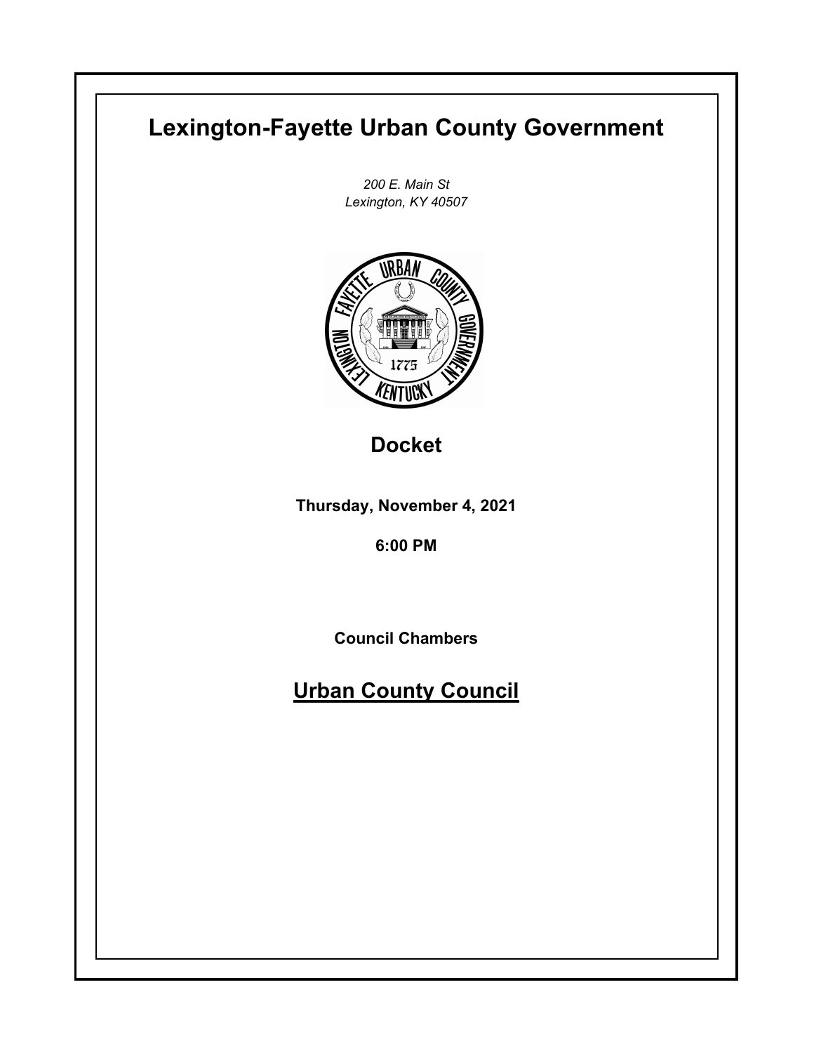# Lexington-Fayette Urban County Government

*200 E. Main St*
*Lexington, KY 40507*

## Docket

**Thursday, November 4, 2021**

**6:00 PM**

**Council Chambers**

## Urban County Council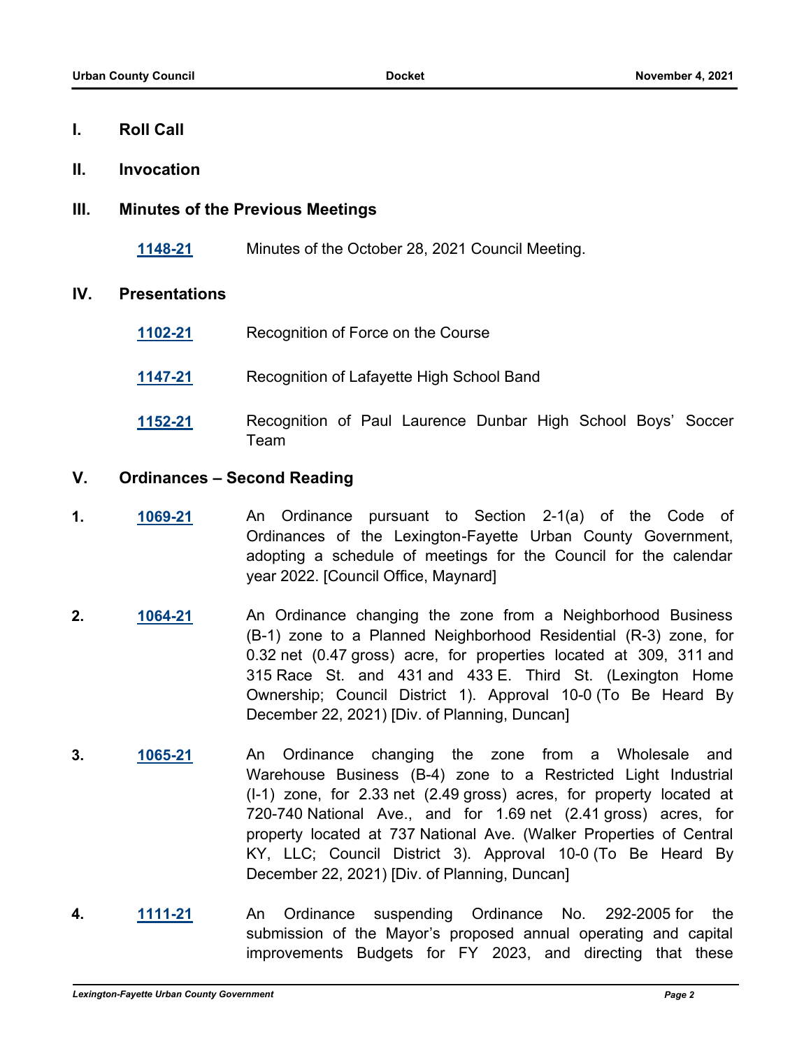## I. Roll Call

## II. Invocation

## III. Minutes of the Previous Meetings

**1148-21** Minutes of the October 28, 2021 Council Meeting.

## IV. Presentations

**1102-21** Recognition of Force on the Course

**1147-21** Recognition of Lafayette High School Band

**1152-21** Recognition of Paul Laurence Dunbar High School Boys' Soccer Team

## V. Ordinances – Second Reading

**1.** **1069-21** An Ordinance pursuant to Section 2-1(a) of the Code of Ordinances of the Lexington-Fayette Urban County Government, adopting a schedule of meetings for the Council for the calendar year 2022. [Council Office, Maynard]

**2.** **1064-21** An Ordinance changing the zone from a Neighborhood Business (B-1) zone to a Planned Neighborhood Residential (R-3) zone, for 0.32 net (0.47 gross) acre, for properties located at 309, 311 and 315 Race St. and 431 and 433 E. Third St. (Lexington Home Ownership; Council District 1). Approval 10-0 (To Be Heard By December 22, 2021) [Div. of Planning, Duncan]

**3.** **1065-21** An Ordinance changing the zone from a Wholesale and Warehouse Business (B-4) zone to a Restricted Light Industrial (I-1) zone, for 2.33 net (2.49 gross) acres, for property located at 720-740 National Ave., and for 1.69 net (2.41 gross) acres, for property located at 737 National Ave. (Walker Properties of Central KY, LLC; Council District 3). Approval 10-0 (To Be Heard By December 22, 2021) [Div. of Planning, Duncan]

**4.** **1111-21** An Ordinance suspending Ordinance No. 292-2005 for the submission of the Mayor's proposed annual operating and capital improvements Budgets for FY 2023, and directing that these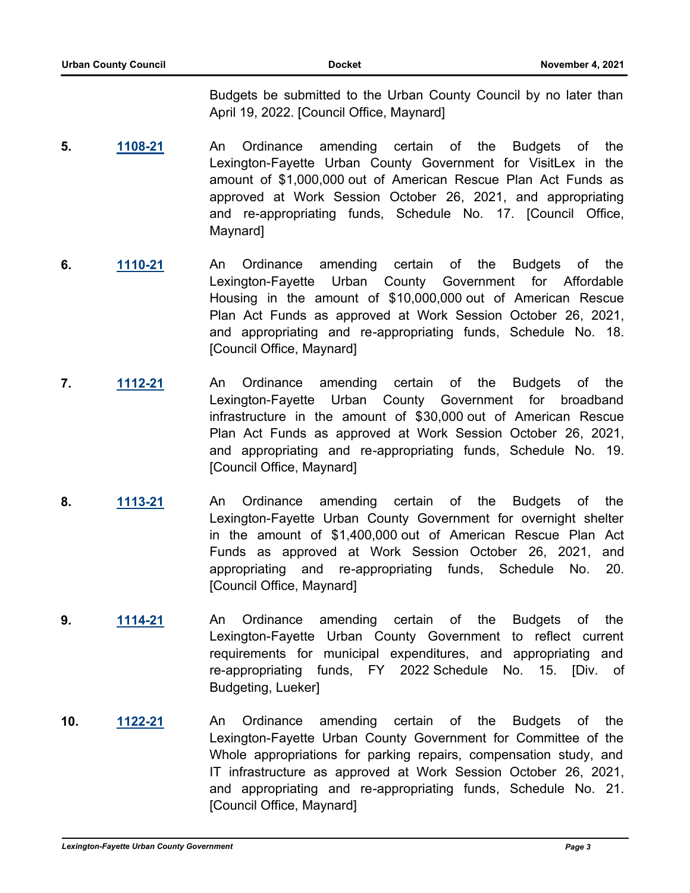Budgets be submitted to the Urban County Council by no later than April 19, 2022. [Council Office, Maynard]

5. **1108-21** An Ordinance amending certain of the Budgets of the Lexington-Fayette Urban County Government for VisitLex in the amount of $1,000,000 out of American Rescue Plan Act Funds as approved at Work Session October 26, 2021, and appropriating and re-appropriating funds, Schedule No. 17. [Council Office, Maynard]

6. **1110-21** An Ordinance amending certain of the Budgets of the Lexington-Fayette Urban County Government for Affordable Housing in the amount of $10,000,000 out of American Rescue Plan Act Funds as approved at Work Session October 26, 2021, and appropriating and re-appropriating funds, Schedule No. 18. [Council Office, Maynard]

7. **1112-21** An Ordinance amending certain of the Budgets of the Lexington-Fayette Urban County Government for broadband infrastructure in the amount of $30,000 out of American Rescue Plan Act Funds as approved at Work Session October 26, 2021, and appropriating and re-appropriating funds, Schedule No. 19. [Council Office, Maynard]

8. **1113-21** An Ordinance amending certain of the Budgets of the Lexington-Fayette Urban County Government for overnight shelter in the amount of $1,400,000 out of American Rescue Plan Act Funds as approved at Work Session October 26, 2021, and appropriating and re-appropriating funds, Schedule No. 20. [Council Office, Maynard]

9. **1114-21** An Ordinance amending certain of the Budgets of the Lexington-Fayette Urban County Government to reflect current requirements for municipal expenditures, and appropriating and re-appropriating funds, FY 2022 Schedule No. 15. [Div. of Budgeting, Lueker]

10. **1122-21** An Ordinance amending certain of the Budgets of the Lexington-Fayette Urban County Government for Committee of the Whole appropriations for parking repairs, compensation study, and IT infrastructure as approved at Work Session October 26, 2021, and appropriating and re-appropriating funds, Schedule No. 21. [Council Office, Maynard]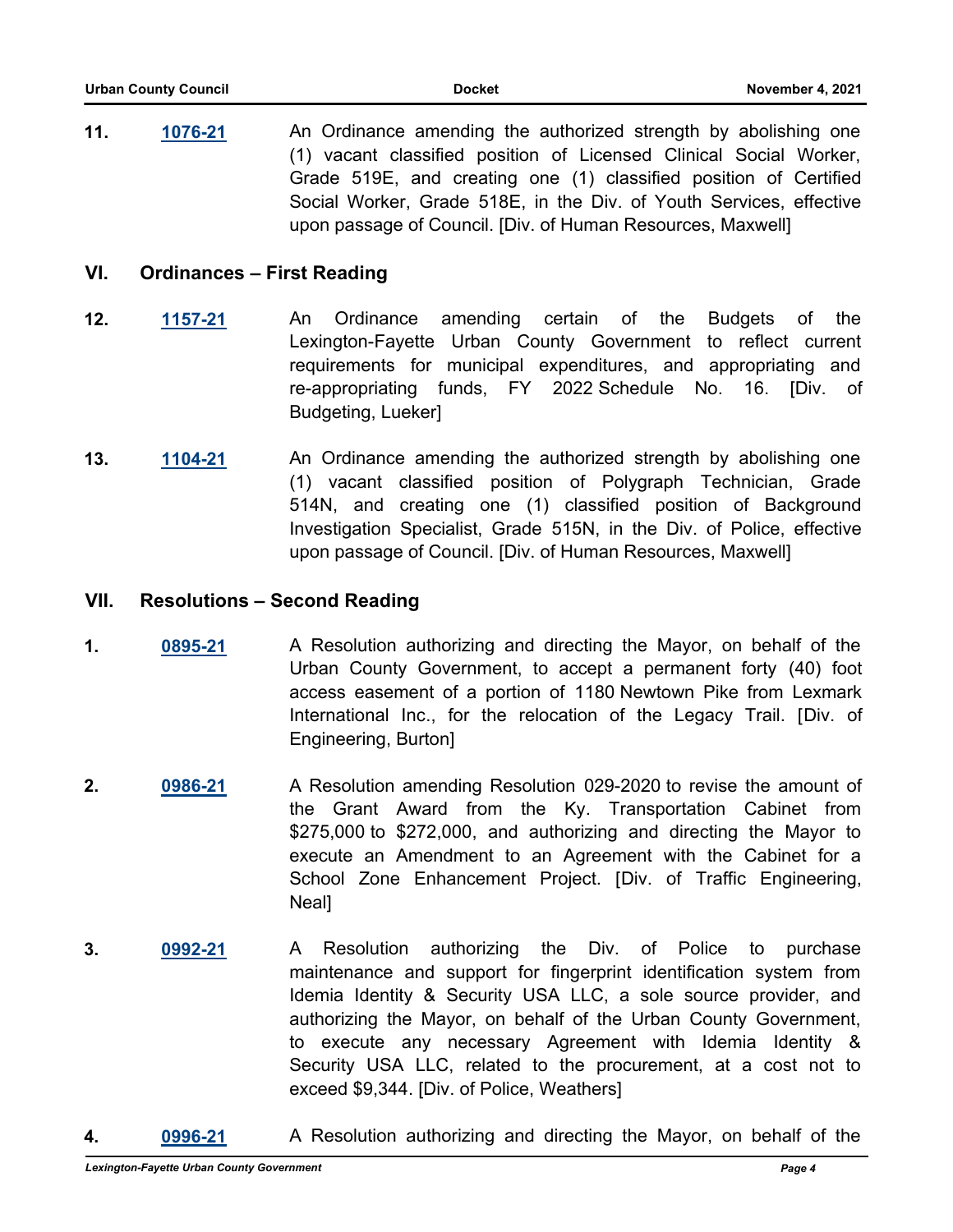**11.** **1076-21** An Ordinance amending the authorized strength by abolishing one (1) vacant classified position of Licensed Clinical Social Worker, Grade 519E, and creating one (1) classified position of Certified Social Worker, Grade 518E, in the Div. of Youth Services, effective upon passage of Council. [Div. of Human Resources, Maxwell]

## VI. Ordinances – First Reading

**12.** **1157-21** An Ordinance amending certain of the Budgets of the Lexington-Fayette Urban County Government to reflect current requirements for municipal expenditures, and appropriating and re-appropriating funds, FY 2022 Schedule No. 16. [Div. of Budgeting, Lueker]

**13.** **1104-21** An Ordinance amending the authorized strength by abolishing one (1) vacant classified position of Polygraph Technician, Grade 514N, and creating one (1) classified position of Background Investigation Specialist, Grade 515N, in the Div. of Police, effective upon passage of Council. [Div. of Human Resources, Maxwell]

## VII. Resolutions – Second Reading

**1.** **0895-21** A Resolution authorizing and directing the Mayor, on behalf of the Urban County Government, to accept a permanent forty (40) foot access easement of a portion of 1180 Newtown Pike from Lexmark International Inc., for the relocation of the Legacy Trail. [Div. of Engineering, Burton]

**2.** **0986-21** A Resolution amending Resolution 029-2020 to revise the amount of the Grant Award from the Ky. Transportation Cabinet from $275,000 to $272,000, and authorizing and directing the Mayor to execute an Amendment to an Agreement with the Cabinet for a School Zone Enhancement Project. [Div. of Traffic Engineering, Neal]

**3.** **0992-21** A Resolution authorizing the Div. of Police to purchase maintenance and support for fingerprint identification system from Idemia Identity & Security USA LLC, a sole source provider, and authorizing the Mayor, on behalf of the Urban County Government, to execute any necessary Agreement with Idemia Identity & Security USA LLC, related to the procurement, at a cost not to exceed $9,344. [Div. of Police, Weathers]

**4.** **0996-21** A Resolution authorizing and directing the Mayor, on behalf of the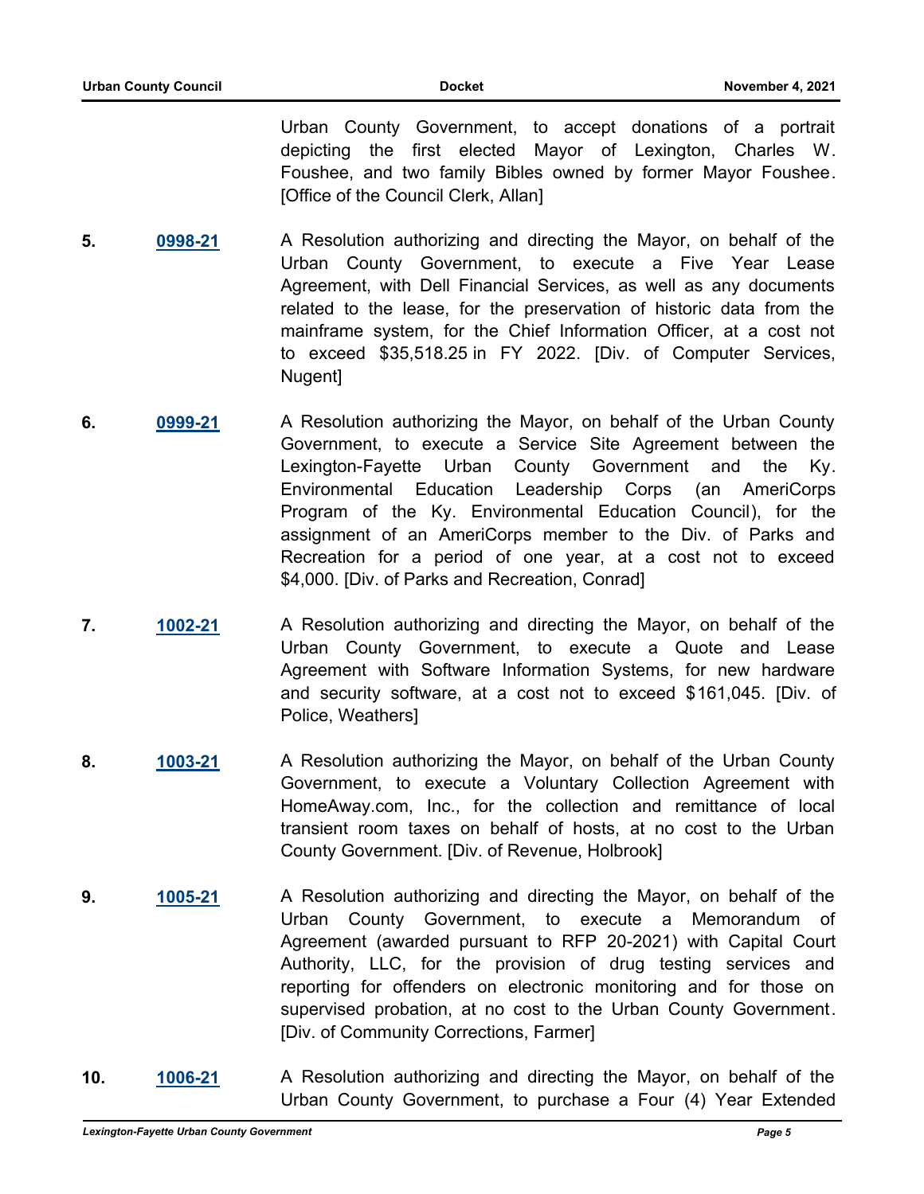Urban County Government, to accept donations of a portrait depicting the first elected Mayor of Lexington, Charles W. Foushee, and two family Bibles owned by former Mayor Foushee. [Office of the Council Clerk, Allan]

**5.** **0998-21** A Resolution authorizing and directing the Mayor, on behalf of the Urban County Government, to execute a Five Year Lease Agreement, with Dell Financial Services, as well as any documents related to the lease, for the preservation of historic data from the mainframe system, for the Chief Information Officer, at a cost not to exceed $35,518.25 in FY 2022. [Div. of Computer Services, Nugent]

**6.** **0999-21** A Resolution authorizing the Mayor, on behalf of the Urban County Government, to execute a Service Site Agreement between the Lexington-Fayette Urban County Government and the Ky. Environmental Education Leadership Corps (an AmeriCorps Program of the Ky. Environmental Education Council), for the assignment of an AmeriCorps member to the Div. of Parks and Recreation for a period of one year, at a cost not to exceed $4,000. [Div. of Parks and Recreation, Conrad]

**7.** **1002-21** A Resolution authorizing and directing the Mayor, on behalf of the Urban County Government, to execute a Quote and Lease Agreement with Software Information Systems, for new hardware and security software, at a cost not to exceed $161,045. [Div. of Police, Weathers]

**8.** **1003-21** A Resolution authorizing the Mayor, on behalf of the Urban County Government, to execute a Voluntary Collection Agreement with HomeAway.com, Inc., for the collection and remittance of local transient room taxes on behalf of hosts, at no cost to the Urban County Government. [Div. of Revenue, Holbrook]

**9.** **1005-21** A Resolution authorizing and directing the Mayor, on behalf of the Urban County Government, to execute a Memorandum of Agreement (awarded pursuant to RFP 20-2021) with Capital Court Authority, LLC, for the provision of drug testing services and reporting for offenders on electronic monitoring and for those on supervised probation, at no cost to the Urban County Government. [Div. of Community Corrections, Farmer]

**10.** **1006-21** A Resolution authorizing and directing the Mayor, on behalf of the Urban County Government, to purchase a Four (4) Year Extended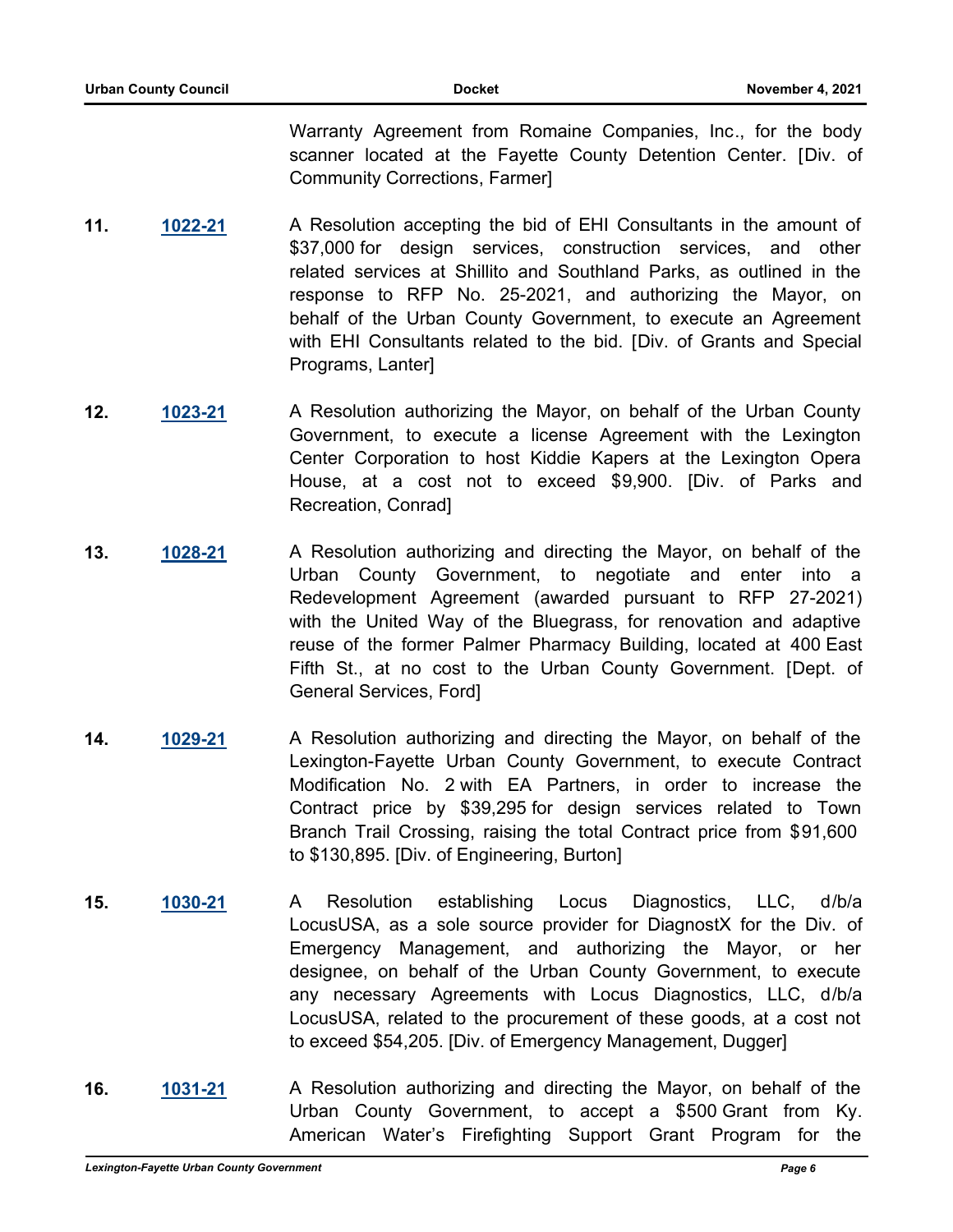Warranty Agreement from Romaine Companies, Inc., for the body scanner located at the Fayette County Detention Center. [Div. of Community Corrections, Farmer]

11. **1022-21** A Resolution accepting the bid of EHI Consultants in the amount of $37,000 for design services, construction services, and other related services at Shillito and Southland Parks, as outlined in the response to RFP No. 25-2021, and authorizing the Mayor, on behalf of the Urban County Government, to execute an Agreement with EHI Consultants related to the bid. [Div. of Grants and Special Programs, Lanter]

12. **1023-21** A Resolution authorizing the Mayor, on behalf of the Urban County Government, to execute a license Agreement with the Lexington Center Corporation to host Kiddie Kapers at the Lexington Opera House, at a cost not to exceed $9,900. [Div. of Parks and Recreation, Conrad]

13. **1028-21** A Resolution authorizing and directing the Mayor, on behalf of the Urban County Government, to negotiate and enter into a Redevelopment Agreement (awarded pursuant to RFP 27-2021) with the United Way of the Bluegrass, for renovation and adaptive reuse of the former Palmer Pharmacy Building, located at 400 East Fifth St., at no cost to the Urban County Government. [Dept. of General Services, Ford]

14. **1029-21** A Resolution authorizing and directing the Mayor, on behalf of the Lexington-Fayette Urban County Government, to execute Contract Modification No. 2 with EA Partners, in order to increase the Contract price by $39,295 for design services related to Town Branch Trail Crossing, raising the total Contract price from $91,600 to $130,895. [Div. of Engineering, Burton]

15. **1030-21** A Resolution establishing Locus Diagnostics, LLC, d/b/a LocusUSA, as a sole source provider for DiagnostX for the Div. of Emergency Management, and authorizing the Mayor, or her designee, on behalf of the Urban County Government, to execute any necessary Agreements with Locus Diagnostics, LLC, d/b/a LocusUSA, related to the procurement of these goods, at a cost not to exceed $54,205. [Div. of Emergency Management, Dugger]

16. **1031-21** A Resolution authorizing and directing the Mayor, on behalf of the Urban County Government, to accept a $500 Grant from Ky. American Water's Firefighting Support Grant Program for the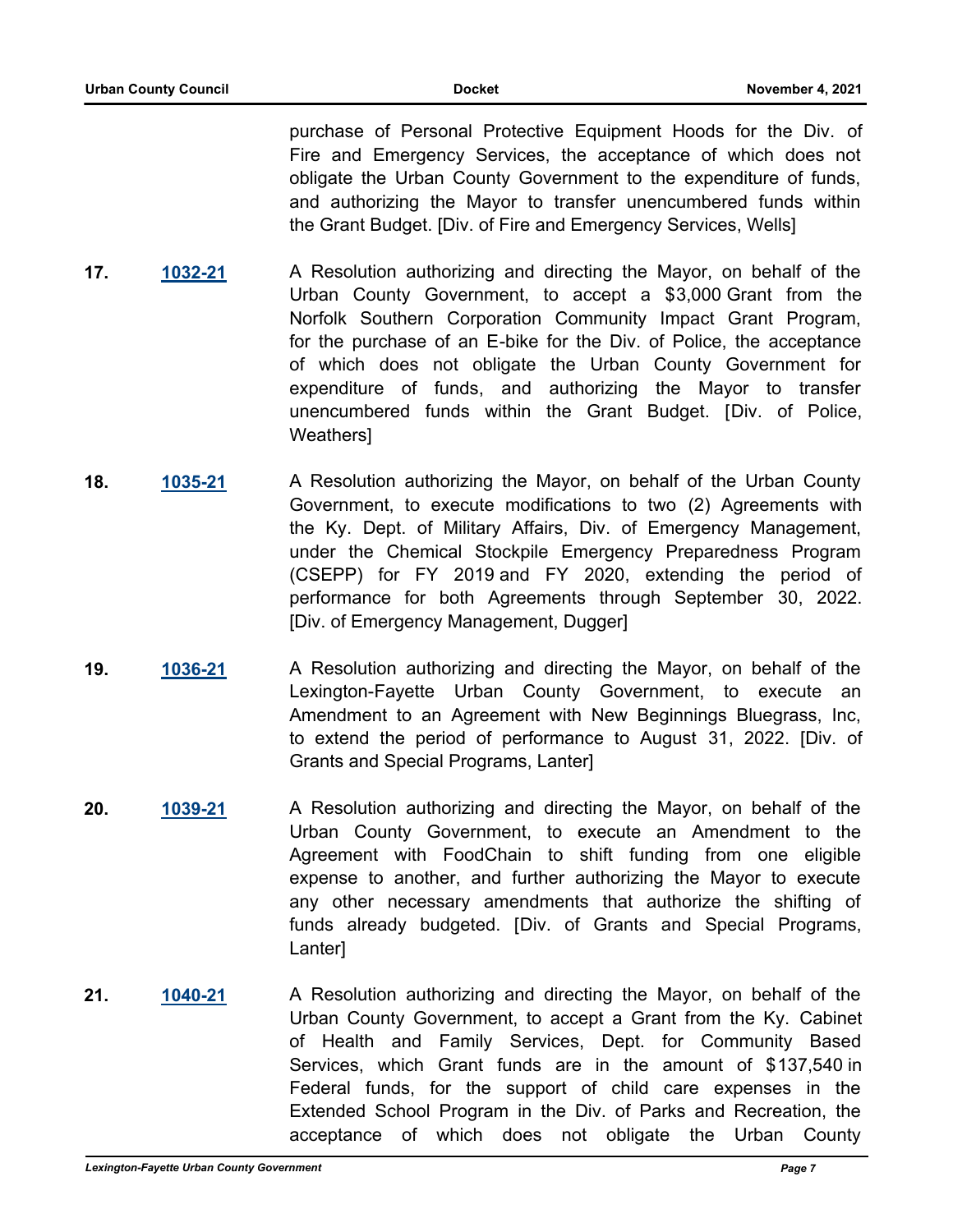purchase of Personal Protective Equipment Hoods for the Div. of Fire and Emergency Services, the acceptance of which does not obligate the Urban County Government to the expenditure of funds, and authorizing the Mayor to transfer unencumbered funds within the Grant Budget. [Div. of Fire and Emergency Services, Wells]

**17.** **1032-21** A Resolution authorizing and directing the Mayor, on behalf of the Urban County Government, to accept a $3,000 Grant from the Norfolk Southern Corporation Community Impact Grant Program, for the purchase of an E-bike for the Div. of Police, the acceptance of which does not obligate the Urban County Government for expenditure of funds, and authorizing the Mayor to transfer unencumbered funds within the Grant Budget. [Div. of Police, Weathers]

**18.** **1035-21** A Resolution authorizing the Mayor, on behalf of the Urban County Government, to execute modifications to two (2) Agreements with the Ky. Dept. of Military Affairs, Div. of Emergency Management, under the Chemical Stockpile Emergency Preparedness Program (CSEPP) for FY 2019 and FY 2020, extending the period of performance for both Agreements through September 30, 2022. [Div. of Emergency Management, Dugger]

**19.** **1036-21** A Resolution authorizing and directing the Mayor, on behalf of the Lexington-Fayette Urban County Government, to execute an Amendment to an Agreement with New Beginnings Bluegrass, Inc, to extend the period of performance to August 31, 2022. [Div. of Grants and Special Programs, Lanter]

**20.** **1039-21** A Resolution authorizing and directing the Mayor, on behalf of the Urban County Government, to execute an Amendment to the Agreement with FoodChain to shift funding from one eligible expense to another, and further authorizing the Mayor to execute any other necessary amendments that authorize the shifting of funds already budgeted. [Div. of Grants and Special Programs, Lanter]

**21.** **1040-21** A Resolution authorizing and directing the Mayor, on behalf of the Urban County Government, to accept a Grant from the Ky. Cabinet of Health and Family Services, Dept. for Community Based Services, which Grant funds are in the amount of $137,540 in Federal funds, for the support of child care expenses in the Extended School Program in the Div. of Parks and Recreation, the acceptance of which does not obligate the Urban County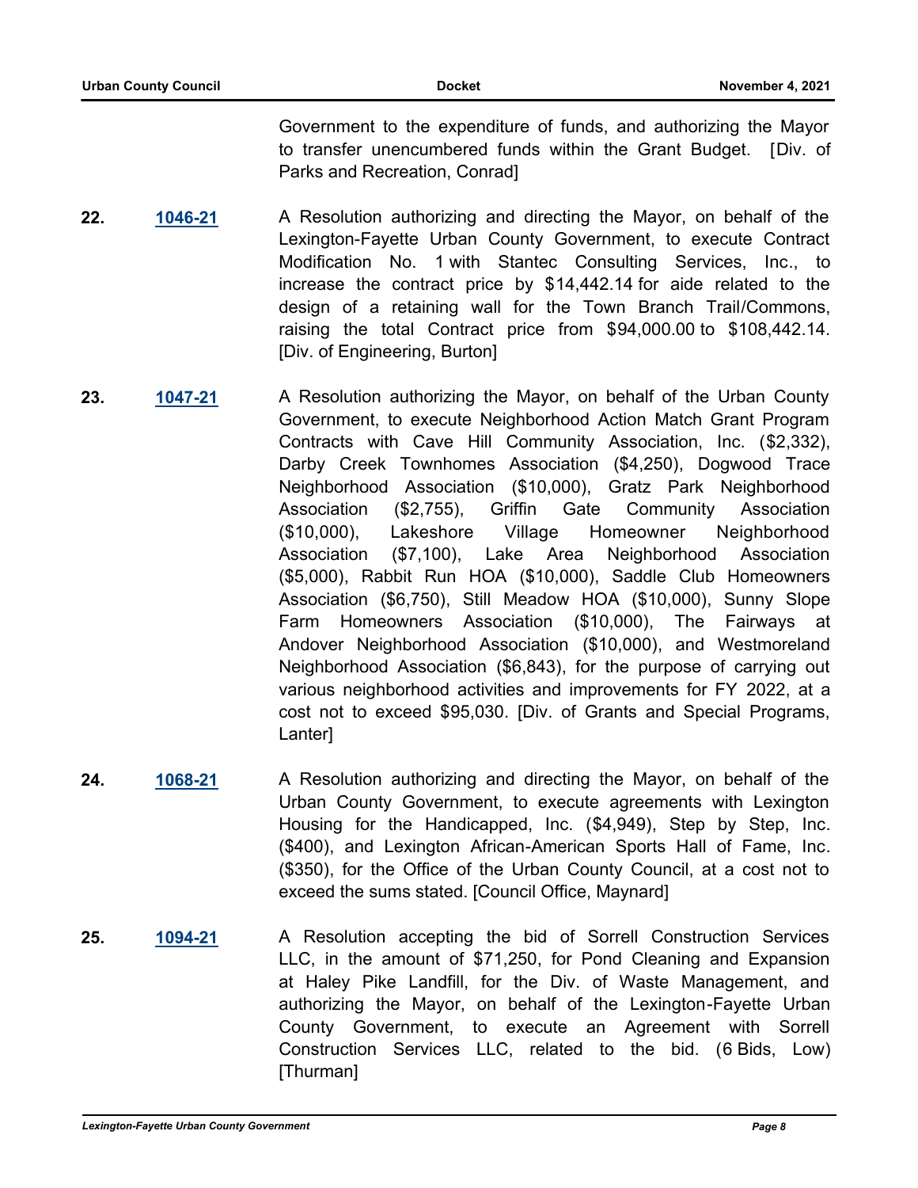Government to the expenditure of funds, and authorizing the Mayor to transfer unencumbered funds within the Grant Budget. [Div. of Parks and Recreation, Conrad]

**22.** **1046-21** A Resolution authorizing and directing the Mayor, on behalf of the Lexington-Fayette Urban County Government, to execute Contract Modification No. 1 with Stantec Consulting Services, Inc., to increase the contract price by $14,442.14 for aide related to the design of a retaining wall for the Town Branch Trail/Commons, raising the total Contract price from $94,000.00 to $108,442.14. [Div. of Engineering, Burton]

**23.** **1047-21** A Resolution authorizing the Mayor, on behalf of the Urban County Government, to execute Neighborhood Action Match Grant Program Contracts with Cave Hill Community Association, Inc. ($2,332), Darby Creek Townhomes Association ($4,250), Dogwood Trace Neighborhood Association ($10,000), Gratz Park Neighborhood Association ($2,755), Griffin Gate Community Association ($10,000), Lakeshore Village Homeowner Neighborhood Association ($7,100), Lake Area Neighborhood Association ($5,000), Rabbit Run HOA ($10,000), Saddle Club Homeowners Association ($6,750), Still Meadow HOA ($10,000), Sunny Slope Farm Homeowners Association ($10,000), The Fairways at Andover Neighborhood Association ($10,000), and Westmoreland Neighborhood Association ($6,843), for the purpose of carrying out various neighborhood activities and improvements for FY 2022, at a cost not to exceed $95,030. [Div. of Grants and Special Programs, Lanter]

**24.** **1068-21** A Resolution authorizing and directing the Mayor, on behalf of the Urban County Government, to execute agreements with Lexington Housing for the Handicapped, Inc. ($4,949), Step by Step, Inc. ($400), and Lexington African-American Sports Hall of Fame, Inc. ($350), for the Office of the Urban County Council, at a cost not to exceed the sums stated. [Council Office, Maynard]

**25.** **1094-21** A Resolution accepting the bid of Sorrell Construction Services LLC, in the amount of $71,250, for Pond Cleaning and Expansion at Haley Pike Landfill, for the Div. of Waste Management, and authorizing the Mayor, on behalf of the Lexington-Fayette Urban County Government, to execute an Agreement with Sorrell Construction Services LLC, related to the bid. (6 Bids, Low) [Thurman]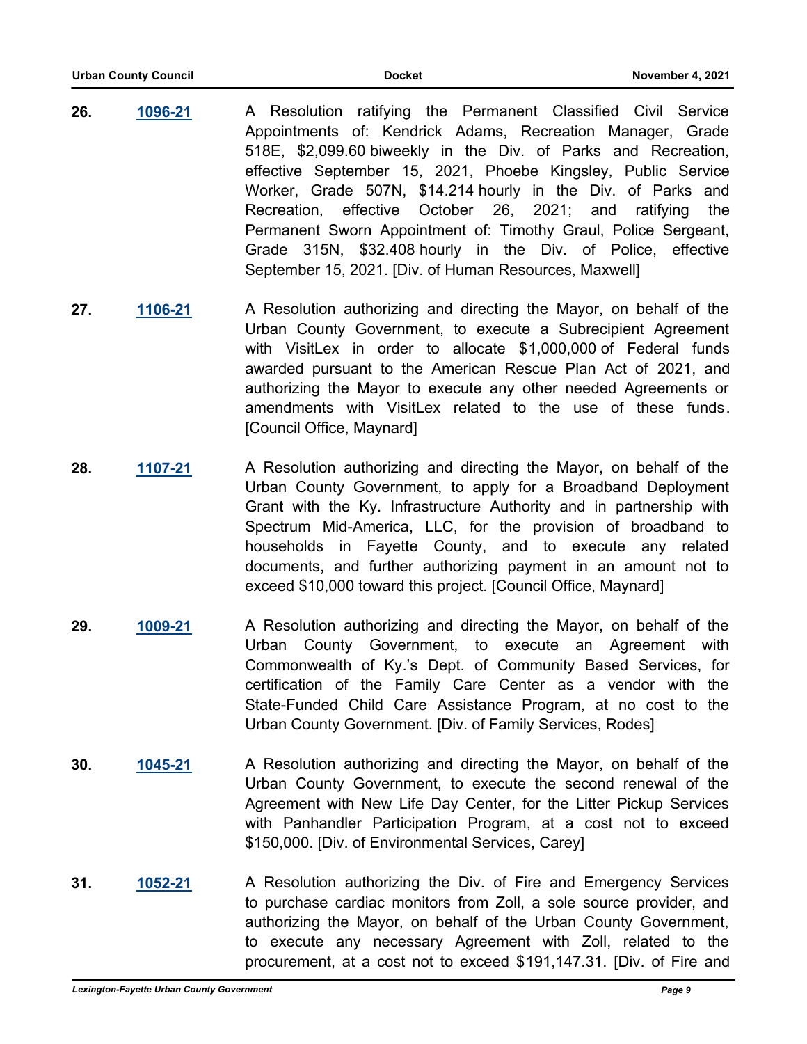26. **1096-21** A Resolution ratifying the Permanent Classified Civil Service Appointments of: Kendrick Adams, Recreation Manager, Grade 518E, $2,099.60 biweekly in the Div. of Parks and Recreation, effective September 15, 2021, Phoebe Kingsley, Public Service Worker, Grade 507N, $14.214 hourly in the Div. of Parks and Recreation, effective October 26, 2021; and ratifying the Permanent Sworn Appointment of: Timothy Graul, Police Sergeant, Grade 315N, $32.408 hourly in the Div. of Police, effective September 15, 2021. [Div. of Human Resources, Maxwell]

27. **1106-21** A Resolution authorizing and directing the Mayor, on behalf of the Urban County Government, to execute a Subrecipient Agreement with VisitLex in order to allocate $1,000,000 of Federal funds awarded pursuant to the American Rescue Plan Act of 2021, and authorizing the Mayor to execute any other needed Agreements or amendments with VisitLex related to the use of these funds. [Council Office, Maynard]

28. **1107-21** A Resolution authorizing and directing the Mayor, on behalf of the Urban County Government, to apply for a Broadband Deployment Grant with the Ky. Infrastructure Authority and in partnership with Spectrum Mid-America, LLC, for the provision of broadband to households in Fayette County, and to execute any related documents, and further authorizing payment in an amount not to exceed $10,000 toward this project. [Council Office, Maynard]

29. **1009-21** A Resolution authorizing and directing the Mayor, on behalf of the Urban County Government, to execute an Agreement with Commonwealth of Ky.'s Dept. of Community Based Services, for certification of the Family Care Center as a vendor with the State-Funded Child Care Assistance Program, at no cost to the Urban County Government. [Div. of Family Services, Rodes]

30. **1045-21** A Resolution authorizing and directing the Mayor, on behalf of the Urban County Government, to execute the second renewal of the Agreement with New Life Day Center, for the Litter Pickup Services with Panhandler Participation Program, at a cost not to exceed $150,000. [Div. of Environmental Services, Carey]

31. **1052-21** A Resolution authorizing the Div. of Fire and Emergency Services to purchase cardiac monitors from Zoll, a sole source provider, and authorizing the Mayor, on behalf of the Urban County Government, to execute any necessary Agreement with Zoll, related to the procurement, at a cost not to exceed $191,147.31. [Div. of Fire and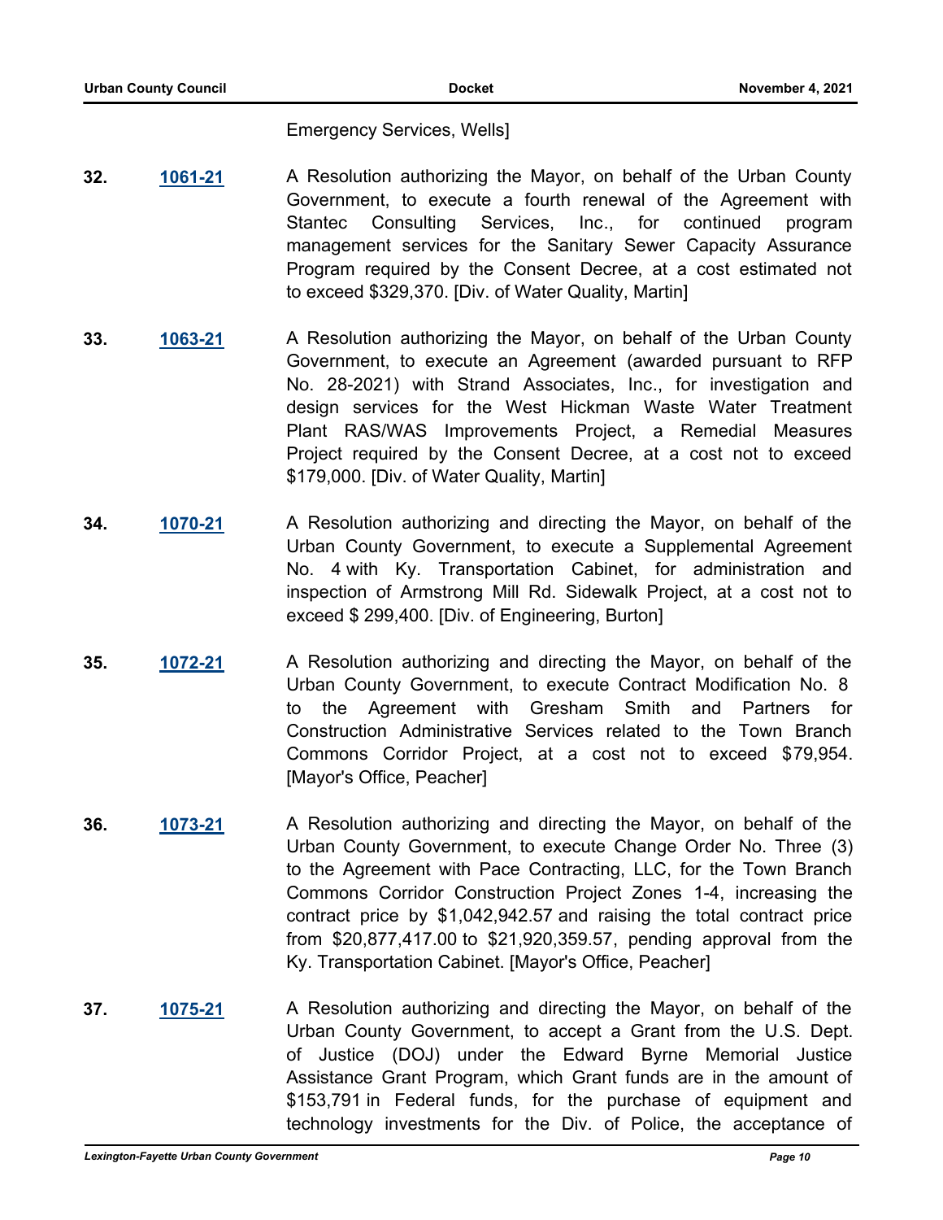Emergency Services, Wells]

**32.** **1061-21** A Resolution authorizing the Mayor, on behalf of the Urban County Government, to execute a fourth renewal of the Agreement with Stantec Consulting Services, Inc., for continued program management services for the Sanitary Sewer Capacity Assurance Program required by the Consent Decree, at a cost estimated not to exceed $329,370. [Div. of Water Quality, Martin]

**33.** **1063-21** A Resolution authorizing the Mayor, on behalf of the Urban County Government, to execute an Agreement (awarded pursuant to RFP No. 28-2021) with Strand Associates, Inc., for investigation and design services for the West Hickman Waste Water Treatment Plant RAS/WAS Improvements Project, a Remedial Measures Project required by the Consent Decree, at a cost not to exceed $179,000. [Div. of Water Quality, Martin]

**34.** **1070-21** A Resolution authorizing and directing the Mayor, on behalf of the Urban County Government, to execute a Supplemental Agreement No. 4 with Ky. Transportation Cabinet, for administration and inspection of Armstrong Mill Rd. Sidewalk Project, at a cost not to exceed $ 299,400. [Div. of Engineering, Burton]

**35.** **1072-21** A Resolution authorizing and directing the Mayor, on behalf of the Urban County Government, to execute Contract Modification No. 8 to the Agreement with Gresham Smith and Partners for Construction Administrative Services related to the Town Branch Commons Corridor Project, at a cost not to exceed $79,954. [Mayor's Office, Peacher]

**36.** **1073-21** A Resolution authorizing and directing the Mayor, on behalf of the Urban County Government, to execute Change Order No. Three (3) to the Agreement with Pace Contracting, LLC, for the Town Branch Commons Corridor Construction Project Zones 1-4, increasing the contract price by $1,042,942.57 and raising the total contract price from $20,877,417.00 to $21,920,359.57, pending approval from the Ky. Transportation Cabinet. [Mayor's Office, Peacher]

**37.** **1075-21** A Resolution authorizing and directing the Mayor, on behalf of the Urban County Government, to accept a Grant from the U.S. Dept. of Justice (DOJ) under the Edward Byrne Memorial Justice Assistance Grant Program, which Grant funds are in the amount of $153,791 in Federal funds, for the purchase of equipment and technology investments for the Div. of Police, the acceptance of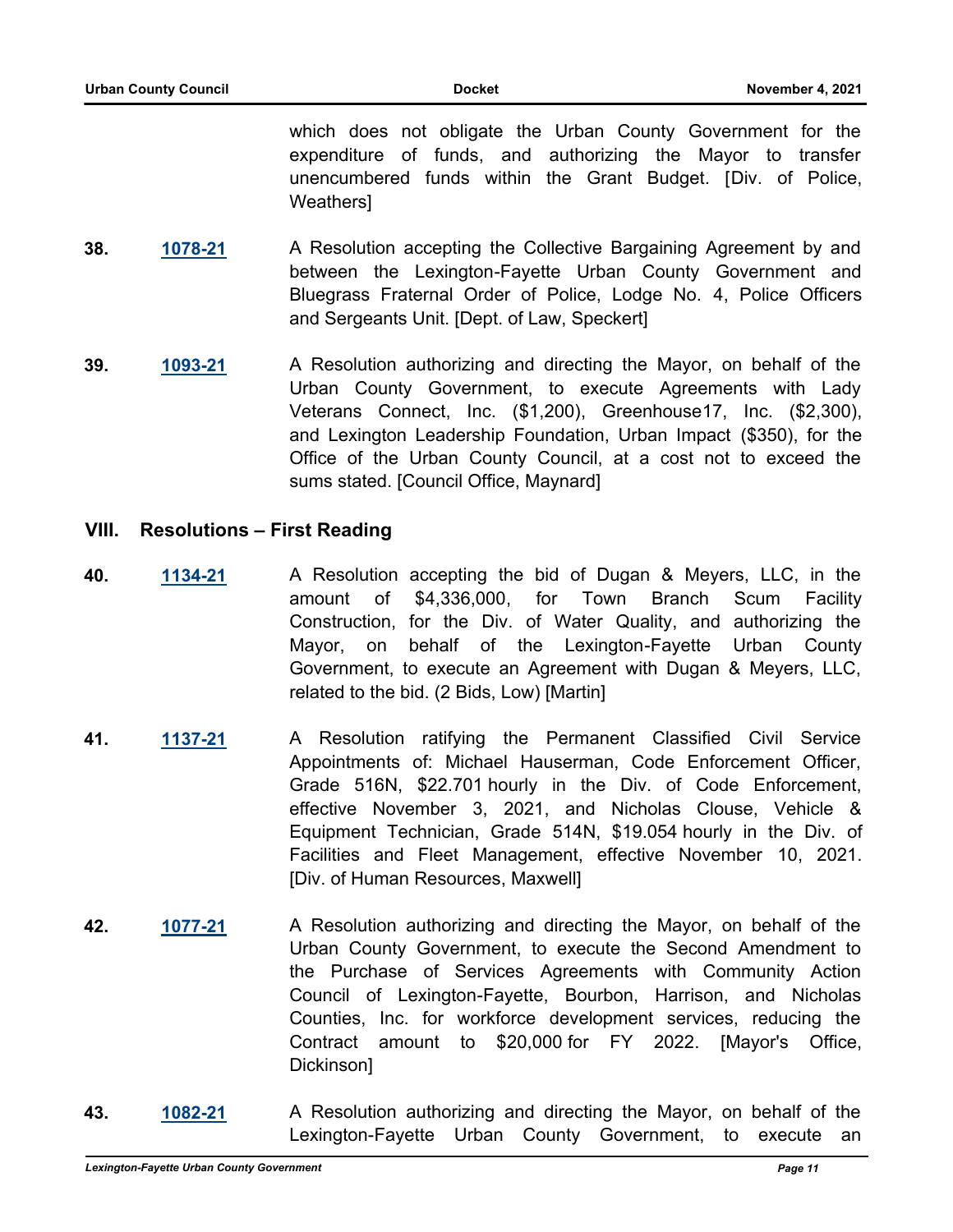which does not obligate the Urban County Government for the expenditure of funds, and authorizing the Mayor to transfer unencumbered funds within the Grant Budget. [Div. of Police, Weathers]

**38.** **1078-21** A Resolution accepting the Collective Bargaining Agreement by and between the Lexington-Fayette Urban County Government and Bluegrass Fraternal Order of Police, Lodge No. 4, Police Officers and Sergeants Unit. [Dept. of Law, Speckert]

**39.** **1093-21** A Resolution authorizing and directing the Mayor, on behalf of the Urban County Government, to execute Agreements with Lady Veterans Connect, Inc. ($1,200), Greenhouse17, Inc. ($2,300), and Lexington Leadership Foundation, Urban Impact ($350), for the Office of the Urban County Council, at a cost not to exceed the sums stated. [Council Office, Maynard]

## VIII. Resolutions – First Reading

**40.** **1134-21** A Resolution accepting the bid of Dugan & Meyers, LLC, in the amount of $4,336,000, for Town Branch Scum Facility Construction, for the Div. of Water Quality, and authorizing the Mayor, on behalf of the Lexington-Fayette Urban County Government, to execute an Agreement with Dugan & Meyers, LLC, related to the bid. (2 Bids, Low) [Martin]

**41.** **1137-21** A Resolution ratifying the Permanent Classified Civil Service Appointments of: Michael Hauserman, Code Enforcement Officer, Grade 516N, $22.701 hourly in the Div. of Code Enforcement, effective November 3, 2021, and Nicholas Clouse, Vehicle & Equipment Technician, Grade 514N, $19.054 hourly in the Div. of Facilities and Fleet Management, effective November 10, 2021. [Div. of Human Resources, Maxwell]

**42.** **1077-21** A Resolution authorizing and directing the Mayor, on behalf of the Urban County Government, to execute the Second Amendment to the Purchase of Services Agreements with Community Action Council of Lexington-Fayette, Bourbon, Harrison, and Nicholas Counties, Inc. for workforce development services, reducing the Contract amount to $20,000 for FY 2022. [Mayor's Office, Dickinson]

**43.** **1082-21** A Resolution authorizing and directing the Mayor, on behalf of the Lexington-Fayette Urban County Government, to execute an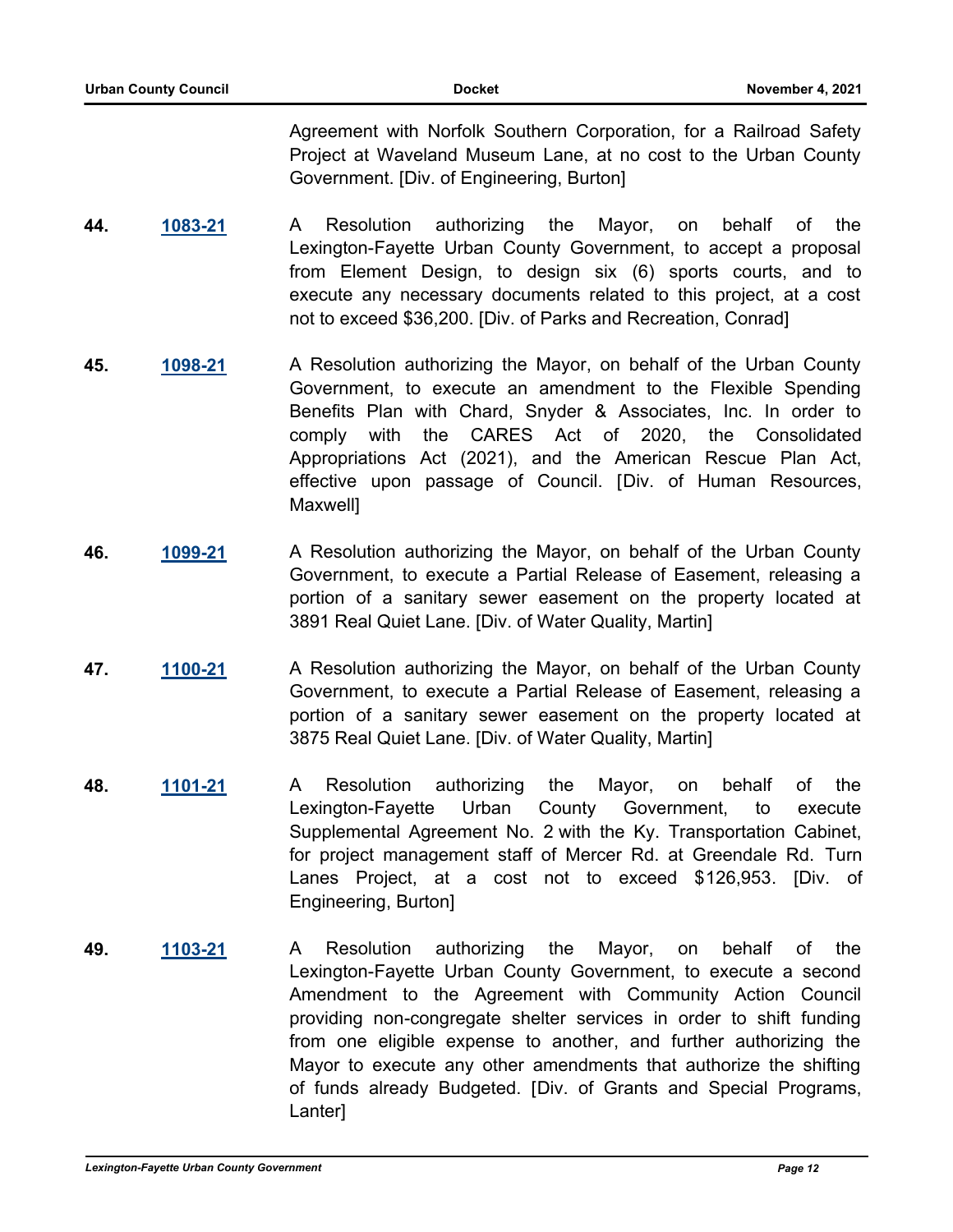Agreement with Norfolk Southern Corporation, for a Railroad Safety Project at Waveland Museum Lane, at no cost to the Urban County Government. [Div. of Engineering, Burton]

**44.** **1083-21** A Resolution authorizing the Mayor, on behalf of the Lexington-Fayette Urban County Government, to accept a proposal from Element Design, to design six (6) sports courts, and to execute any necessary documents related to this project, at a cost not to exceed $36,200. [Div. of Parks and Recreation, Conrad]

**45.** **1098-21** A Resolution authorizing the Mayor, on behalf of the Urban County Government, to execute an amendment to the Flexible Spending Benefits Plan with Chard, Snyder & Associates, Inc. In order to comply with the CARES Act of 2020, the Consolidated Appropriations Act (2021), and the American Rescue Plan Act, effective upon passage of Council. [Div. of Human Resources, Maxwell]

**46.** **1099-21** A Resolution authorizing the Mayor, on behalf of the Urban County Government, to execute a Partial Release of Easement, releasing a portion of a sanitary sewer easement on the property located at 3891 Real Quiet Lane. [Div. of Water Quality, Martin]

**47.** **1100-21** A Resolution authorizing the Mayor, on behalf of the Urban County Government, to execute a Partial Release of Easement, releasing a portion of a sanitary sewer easement on the property located at 3875 Real Quiet Lane. [Div. of Water Quality, Martin]

**48.** **1101-21** A Resolution authorizing the Mayor, on behalf of the Lexington-Fayette Urban County Government, to execute Supplemental Agreement No. 2 with the Ky. Transportation Cabinet, for project management staff of Mercer Rd. at Greendale Rd. Turn Lanes Project, at a cost not to exceed $126,953. [Div. of Engineering, Burton]

**49.** **1103-21** A Resolution authorizing the Mayor, on behalf of the Lexington-Fayette Urban County Government, to execute a second Amendment to the Agreement with Community Action Council providing non-congregate shelter services in order to shift funding from one eligible expense to another, and further authorizing the Mayor to execute any other amendments that authorize the shifting of funds already Budgeted. [Div. of Grants and Special Programs, Lanter]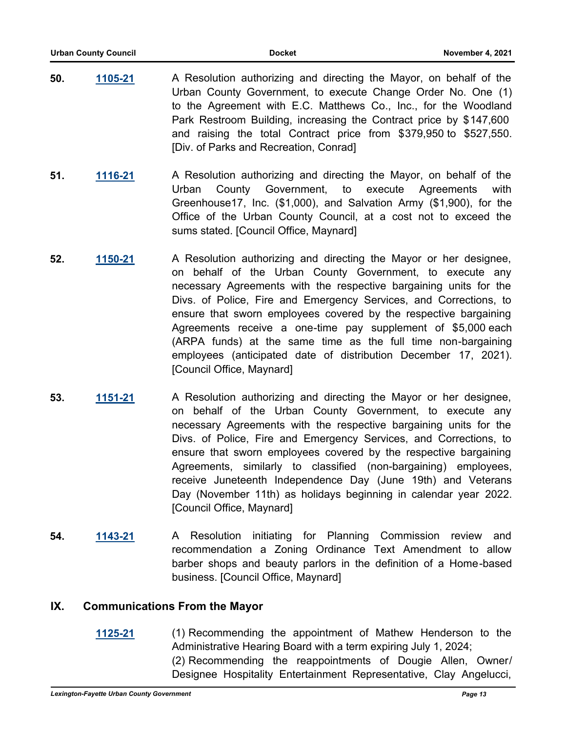**50.** **1105-21** A Resolution authorizing and directing the Mayor, on behalf of the Urban County Government, to execute Change Order No. One (1) to the Agreement with E.C. Matthews Co., Inc., for the Woodland Park Restroom Building, increasing the Contract price by $147,600 and raising the total Contract price from $379,950 to $527,550. [Div. of Parks and Recreation, Conrad]

**51.** **1116-21** A Resolution authorizing and directing the Mayor, on behalf of the Urban County Government, to execute Agreements with Greenhouse17, Inc. ($1,000), and Salvation Army ($1,900), for the Office of the Urban County Council, at a cost not to exceed the sums stated. [Council Office, Maynard]

**52.** **1150-21** A Resolution authorizing and directing the Mayor or her designee, on behalf of the Urban County Government, to execute any necessary Agreements with the respective bargaining units for the Divs. of Police, Fire and Emergency Services, and Corrections, to ensure that sworn employees covered by the respective bargaining Agreements receive a one-time pay supplement of $5,000 each (ARPA funds) at the same time as the full time non-bargaining employees (anticipated date of distribution December 17, 2021). [Council Office, Maynard]

**53.** **1151-21** A Resolution authorizing and directing the Mayor or her designee, on behalf of the Urban County Government, to execute any necessary Agreements with the respective bargaining units for the Divs. of Police, Fire and Emergency Services, and Corrections, to ensure that sworn employees covered by the respective bargaining Agreements, similarly to classified (non-bargaining) employees, receive Juneteenth Independence Day (June 19th) and Veterans Day (November 11th) as holidays beginning in calendar year 2022. [Council Office, Maynard]

**54.** **1143-21** A Resolution initiating for Planning Commission review and recommendation a Zoning Ordinance Text Amendment to allow barber shops and beauty parlors in the definition of a Home-based business. [Council Office, Maynard]

## IX. Communications From the Mayor

**1125-21** (1) Recommending the appointment of Mathew Henderson to the Administrative Hearing Board with a term expiring July 1, 2024;
(2) Recommending the reappointments of Dougie Allen, Owner/ Designee Hospitality Entertainment Representative, Clay Angelucci,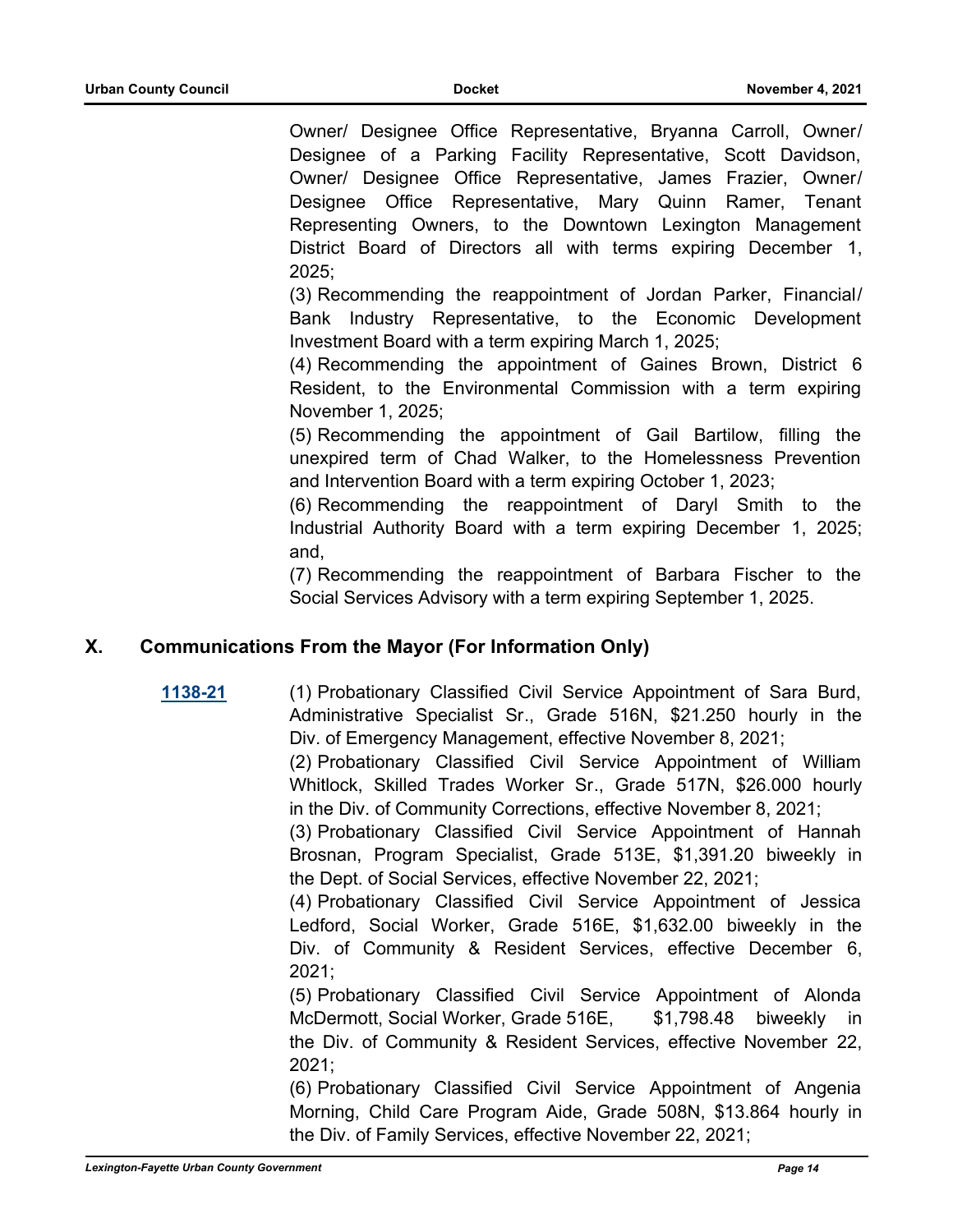Owner/ Designee Office Representative, Bryanna Carroll, Owner/ Designee of a Parking Facility Representative, Scott Davidson, Owner/ Designee Office Representative, James Frazier, Owner/ Designee Office Representative, Mary Quinn Ramer, Tenant Representing Owners, to the Downtown Lexington Management District Board of Directors all with terms expiring December 1, 2025;

(3) Recommending the reappointment of Jordan Parker, Financial/ Bank Industry Representative, to the Economic Development Investment Board with a term expiring March 1, 2025;

(4) Recommending the appointment of Gaines Brown, District 6 Resident, to the Environmental Commission with a term expiring November 1, 2025;

(5) Recommending the appointment of Gail Bartilow, filling the unexpired term of Chad Walker, to the Homelessness Prevention and Intervention Board with a term expiring October 1, 2023;

(6) Recommending the reappointment of Daryl Smith to the Industrial Authority Board with a term expiring December 1, 2025; and,

(7) Recommending the reappointment of Barbara Fischer to the Social Services Advisory with a term expiring September 1, 2025.

## X. Communications From the Mayor (For Information Only)

**1138-21**

(1) Probationary Classified Civil Service Appointment of Sara Burd, Administrative Specialist Sr., Grade 516N, $21.250 hourly in the Div. of Emergency Management, effective November 8, 2021;

(2) Probationary Classified Civil Service Appointment of William Whitlock, Skilled Trades Worker Sr., Grade 517N, $26.000 hourly in the Div. of Community Corrections, effective November 8, 2021;

(3) Probationary Classified Civil Service Appointment of Hannah Brosnan, Program Specialist, Grade 513E, $1,391.20 biweekly in the Dept. of Social Services, effective November 22, 2021;

(4) Probationary Classified Civil Service Appointment of Jessica Ledford, Social Worker, Grade 516E, $1,632.00 biweekly in the Div. of Community & Resident Services, effective December 6, 2021;

(5) Probationary Classified Civil Service Appointment of Alonda McDermott, Social Worker, Grade 516E, $1,798.48 biweekly in the Div. of Community & Resident Services, effective November 22, 2021;

(6) Probationary Classified Civil Service Appointment of Angenia Morning, Child Care Program Aide, Grade 508N, $13.864 hourly in the Div. of Family Services, effective November 22, 2021;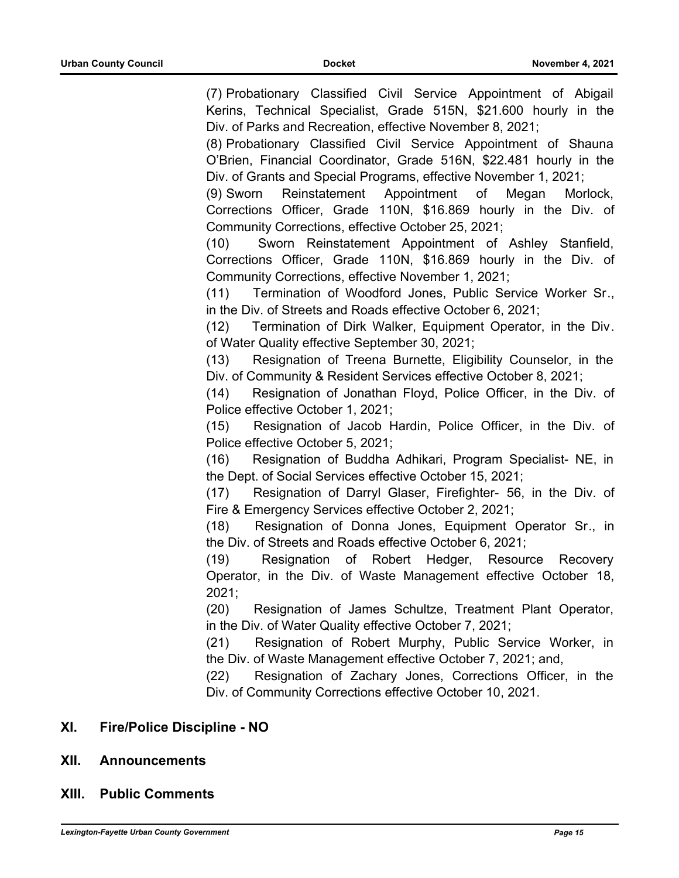(7) Probationary Classified Civil Service Appointment of Abigail Kerins, Technical Specialist, Grade 515N, $21.600 hourly in the Div. of Parks and Recreation, effective November 8, 2021;

(8) Probationary Classified Civil Service Appointment of Shauna O'Brien, Financial Coordinator, Grade 516N, $22.481 hourly in the Div. of Grants and Special Programs, effective November 1, 2021;

(9) Sworn Reinstatement Appointment of Megan Morlock, Corrections Officer, Grade 110N, $16.869 hourly in the Div. of Community Corrections, effective October 25, 2021;

(10) Sworn Reinstatement Appointment of Ashley Stanfield, Corrections Officer, Grade 110N, $16.869 hourly in the Div. of Community Corrections, effective November 1, 2021;

(11) Termination of Woodford Jones, Public Service Worker Sr., in the Div. of Streets and Roads effective October 6, 2021;

(12) Termination of Dirk Walker, Equipment Operator, in the Div. of Water Quality effective September 30, 2021;

(13) Resignation of Treena Burnette, Eligibility Counselor, in the Div. of Community & Resident Services effective October 8, 2021;

(14) Resignation of Jonathan Floyd, Police Officer, in the Div. of Police effective October 1, 2021;

(15) Resignation of Jacob Hardin, Police Officer, in the Div. of Police effective October 5, 2021;

(16) Resignation of Buddha Adhikari, Program Specialist- NE, in the Dept. of Social Services effective October 15, 2021;

(17) Resignation of Darryl Glaser, Firefighter- 56, in the Div. of Fire & Emergency Services effective October 2, 2021;

(18) Resignation of Donna Jones, Equipment Operator Sr., in the Div. of Streets and Roads effective October 6, 2021;

(19) Resignation of Robert Hedger, Resource Recovery Operator, in the Div. of Waste Management effective October 18, 2021;

(20) Resignation of James Schultze, Treatment Plant Operator, in the Div. of Water Quality effective October 7, 2021;

(21) Resignation of Robert Murphy, Public Service Worker, in the Div. of Waste Management effective October 7, 2021; and,

(22) Resignation of Zachary Jones, Corrections Officer, in the Div. of Community Corrections effective October 10, 2021.

## XI. Fire/Police Discipline - NO

## XII. Announcements

## XIII. Public Comments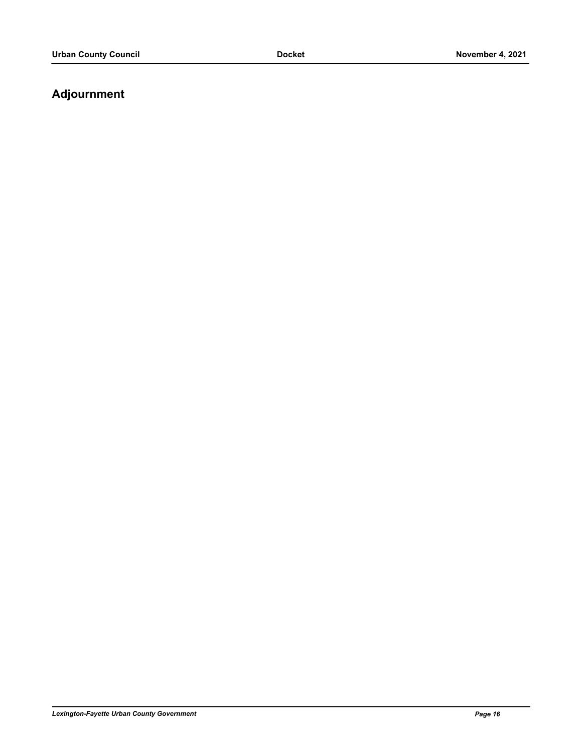## Adjournment